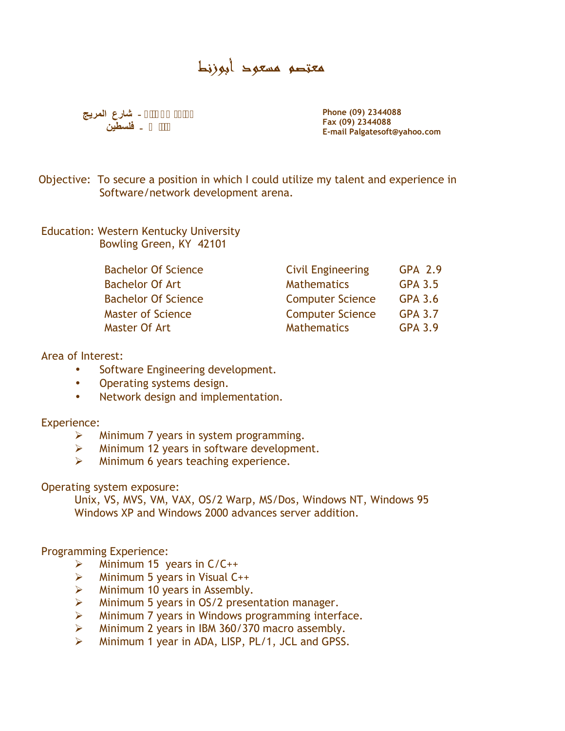# معتصم مسعود أبوزنط

شارع المريج -
فلسطين -

Phone (09) 2344088
Fax (09) 2344088
E-mail Palgatesoft@yahoo.com

Objective: To secure a position in which I could utilize my talent and experience in Software/network development arena.

Education: Western Kentucky University
Bowling Green, KY 42101

| | | |
|---|---|---|
| Bachelor Of Science | Civil Engineering | GPA 2.9 |
| Bachelor Of Art | Mathematics | GPA 3.5 |
| Bachelor Of Science | Computer Science | GPA 3.6 |
| Master of Science | Computer Science | GPA 3.7 |
| Master Of Art | Mathematics | GPA 3.9 |

Area of Interest:

- Software Engineering development.
- Operating systems design.
- Network design and implementation.

Experience:

- Minimum 7 years in system programming.
- Minimum 12 years in software development.
- Minimum 6 years teaching experience.

Operating system exposure:

Unix, VS, MVS, VM, VAX, OS/2 Warp, MS/Dos, Windows NT, Windows 95 Windows XP and Windows 2000 advances server addition.

Programming Experience:

- Minimum 15 years in C/C++
- Minimum 5 years in Visual C++
- Minimum 10 years in Assembly.
- Minimum 5 years in OS/2 presentation manager.
- Minimum 7 years in Windows programming interface.
- Minimum 2 years in IBM 360/370 macro assembly.
- Minimum 1 year in ADA, LISP, PL/1, JCL and GPSS.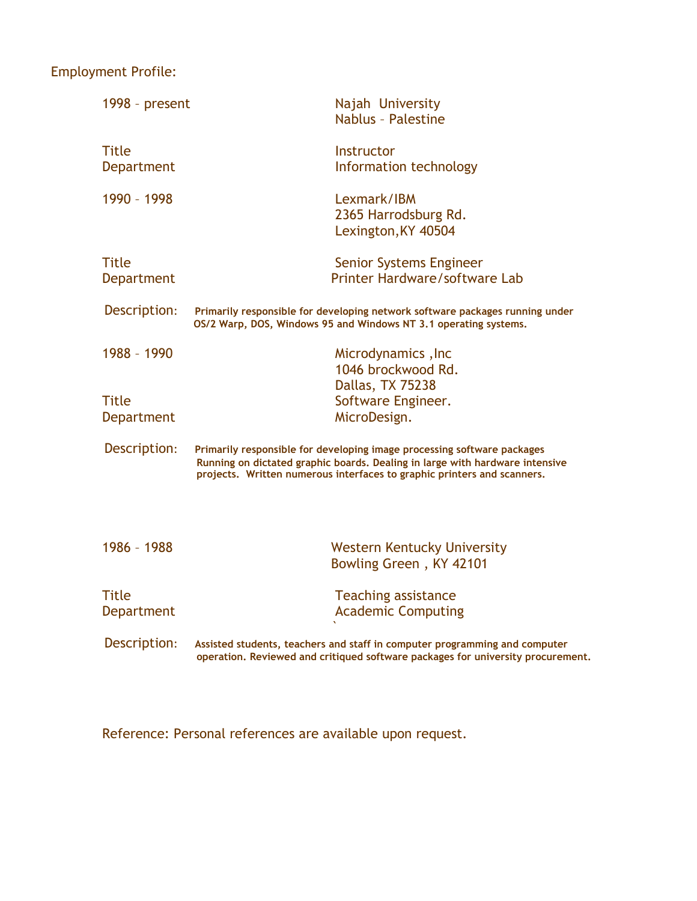Employment Profile:

1998 – present

Najah University
Nablus – Palestine

Title: Instructor
Department: Information technology

1990 – 1998

Lexmark/IBM
2365 Harrodsburg Rd.
Lexington,KY 40504

Title: Senior Systems Engineer
Department: Printer Hardware/software Lab

Description: **Primarily responsible for developing network software packages running under OS/2 Warp, DOS, Windows 95 and Windows NT 3.1 operating systems.**

1988 – 1990

Microdynamics ,Inc
1046 brockwood Rd.
Dallas, TX 75238

Title: Software Engineer.
Department: MicroDesign.

Description: **Primarily responsible for developing image processing software packages Running on dictated graphic boards. Dealing in large with hardware intensive projects. Written numerous interfaces to graphic printers and scanners.**

1986 – 1988

Western Kentucky University
Bowling Green , KY 42101

Title: Teaching assistance
Department: Academic Computing

Description: **Assisted students, teachers and staff in computer programming and computer operation. Reviewed and critiqued software packages for university procurement.**

Reference: Personal references are available upon request.